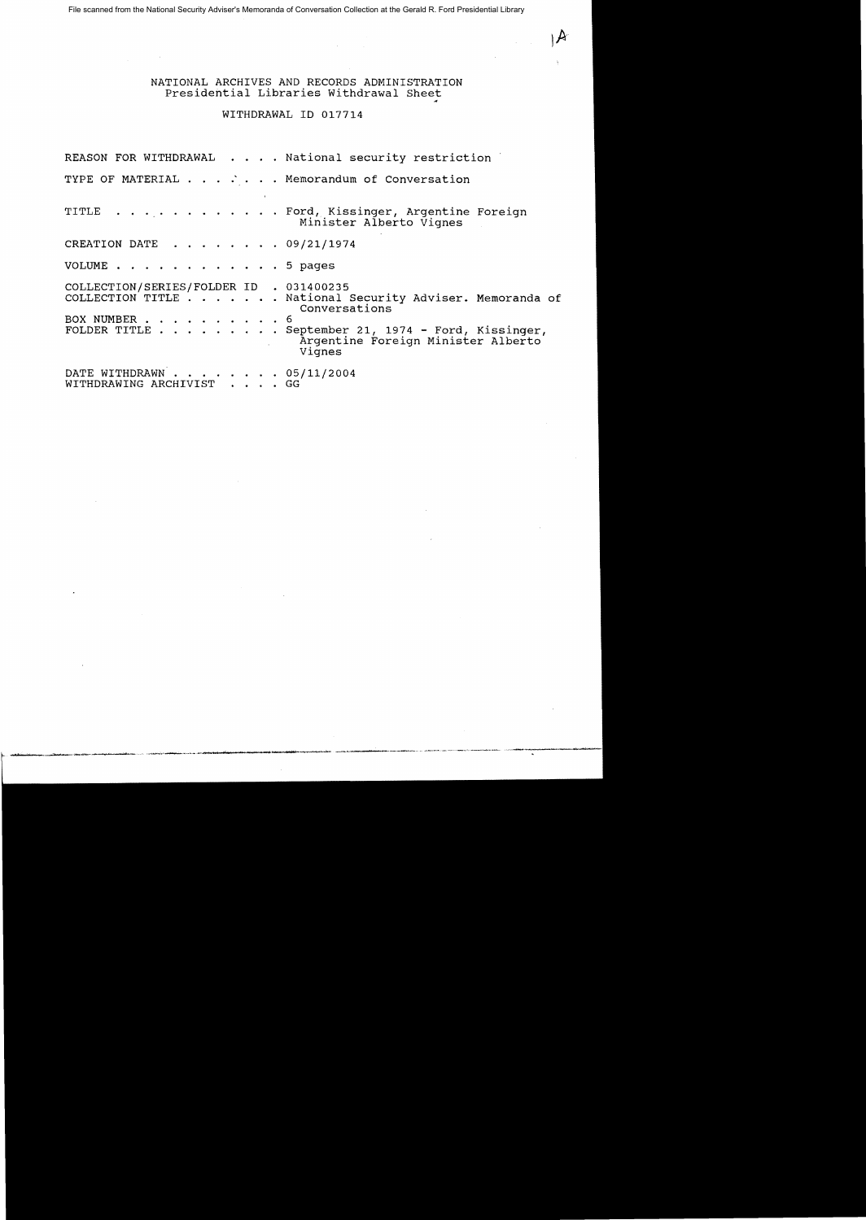File scanned from the National Security Adviser's Memoranda of Conversation Collection at the Gerald R. Ford Presidential Library

1A

NATIONAL ARCHIVES AND RECORDS ADMINISTRATION
Presidential Libraries Withdrawal Sheet

WITHDRAWAL ID 017714

REASON FOR WITHDRAWAL . . . . National security restriction

TYPE OF MATERIAL . . . . . . Memorandum of Conversation

TITLE . . . . . . . . . . . . Ford, Kissinger, Argentine Foreign Minister Alberto Vignes

CREATION DATE . . . . . . . . 09/21/1974

VOLUME . . . . . . . . . . . . 5 pages

COLLECTION/SERIES/FOLDER ID . 031400235
COLLECTION TITLE . . . . . . . National Security Adviser. Memoranda of Conversations
BOX NUMBER . . . . . . . . . . 6
FOLDER TITLE . . . . . . . . . September 21, 1974 - Ford, Kissinger, Argentine Foreign Minister Alberto Vignes

DATE WITHDRAWN . . . . . . . . 05/11/2004
WITHDRAWING ARCHIVIST . . . . GG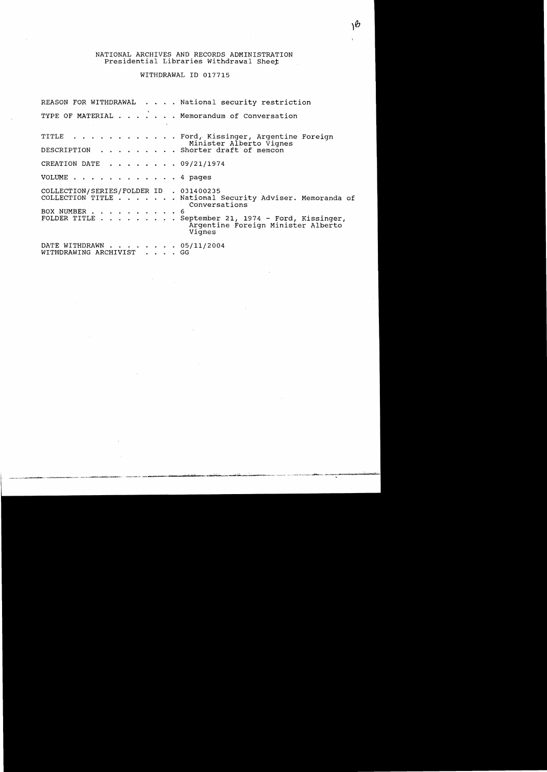NATIONAL ARCHIVES AND RECORDS ADMINISTRATION
Presidential Libraries Withdrawal Sheet

WITHDRAWAL ID 017715

REASON FOR WITHDRAWAL . . . . National security restriction

TYPE OF MATERIAL . . . . . . . Memorandum of Conversation

TITLE . . . . . . . . . . . . Ford, Kissinger, Argentine Foreign Minister Alberto Vignes

DESCRIPTION . . . . . . . . . Shorter draft of memcon

CREATION DATE . . . . . . . . 09/21/1974

VOLUME . . . . . . . . . . . . 4 pages

COLLECTION/SERIES/FOLDER ID . 031400235
COLLECTION TITLE . . . . . . . National Security Adviser. Memoranda of Conversations
BOX NUMBER . . . . . . . . . . 6
FOLDER TITLE . . . . . . . . . September 21, 1974 - Ford, Kissinger, Argentine Foreign Minister Alberto Vignes

DATE WITHDRAWN . . . . . . . . 05/11/2004
WITHDRAWING ARCHIVIST . . . . GG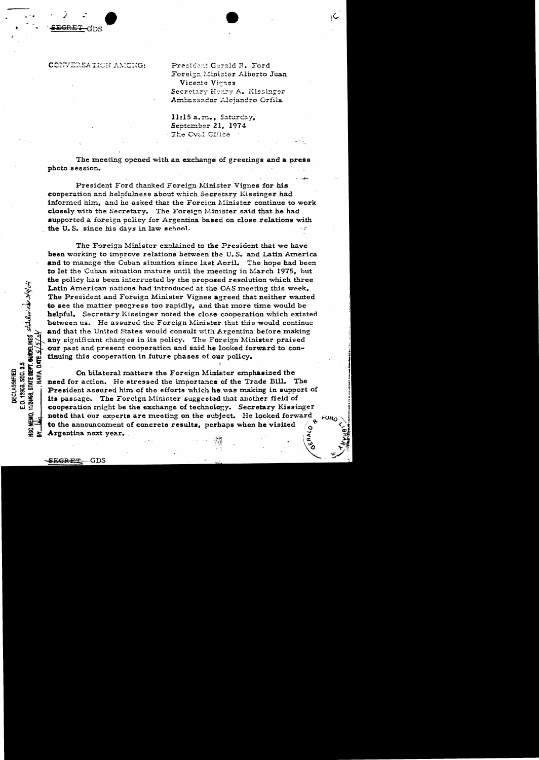SECRET-GDS

CONVERSATION AMONG: President Gerald R. Ford
Foreign Minister Alberto Juan Vicente Vignes
Secretary Henry A. Kissinger
Ambassador Alejandro Orfila

11:15 a.m., Saturday, September 21, 1974
The Oval Office

The meeting opened with an exchange of greetings and a press photo session.

President Ford thanked Foreign Minister Vignes for his cooperation and helpfulness about which Secretary Kissinger had informed him, and he asked that the Foreign Minister continue to work closely with the Secretary. The Foreign Minister said that he had supported a foreign policy for Argentina based on close relations with the U.S. since his days in law school.

The Foreign Minister explained to the President that we have been working to improve relations between the U.S. and Latin America and to manage the Cuban situation since last April. The hope had been to let the Cuban situation mature until the meeting in March 1975, but the policy has been interrupted by the proposed resolution which three Latin American nations had introduced at the OAS meeting this week. The President and Foreign Minister Vignes agreed that neither wanted to see the matter progress too rapidly, and that more time would be helpful. Secretary Kissinger noted the close cooperation which existed between us. He assured the Foreign Minister that this would continue and that the United States would consult with Argentina before making any significant changes in its policy. The Foreign Minister praised our past and present cooperation and said he looked forward to continuing this cooperation in future phases of our policy.

On bilateral matters the Foreign Minister emphasized the need for action. He stressed the importance of the Trade Bill. The President assured him of the efforts which he was making in support of its passage. The Foreign Minister suggested that another field of cooperation might be the exchange of technology. Secretary Kissinger noted that our experts are meeting on the subject. He looked forward to the announcement of concrete results, perhaps when he visited Argentina next year.

SECRET-GDS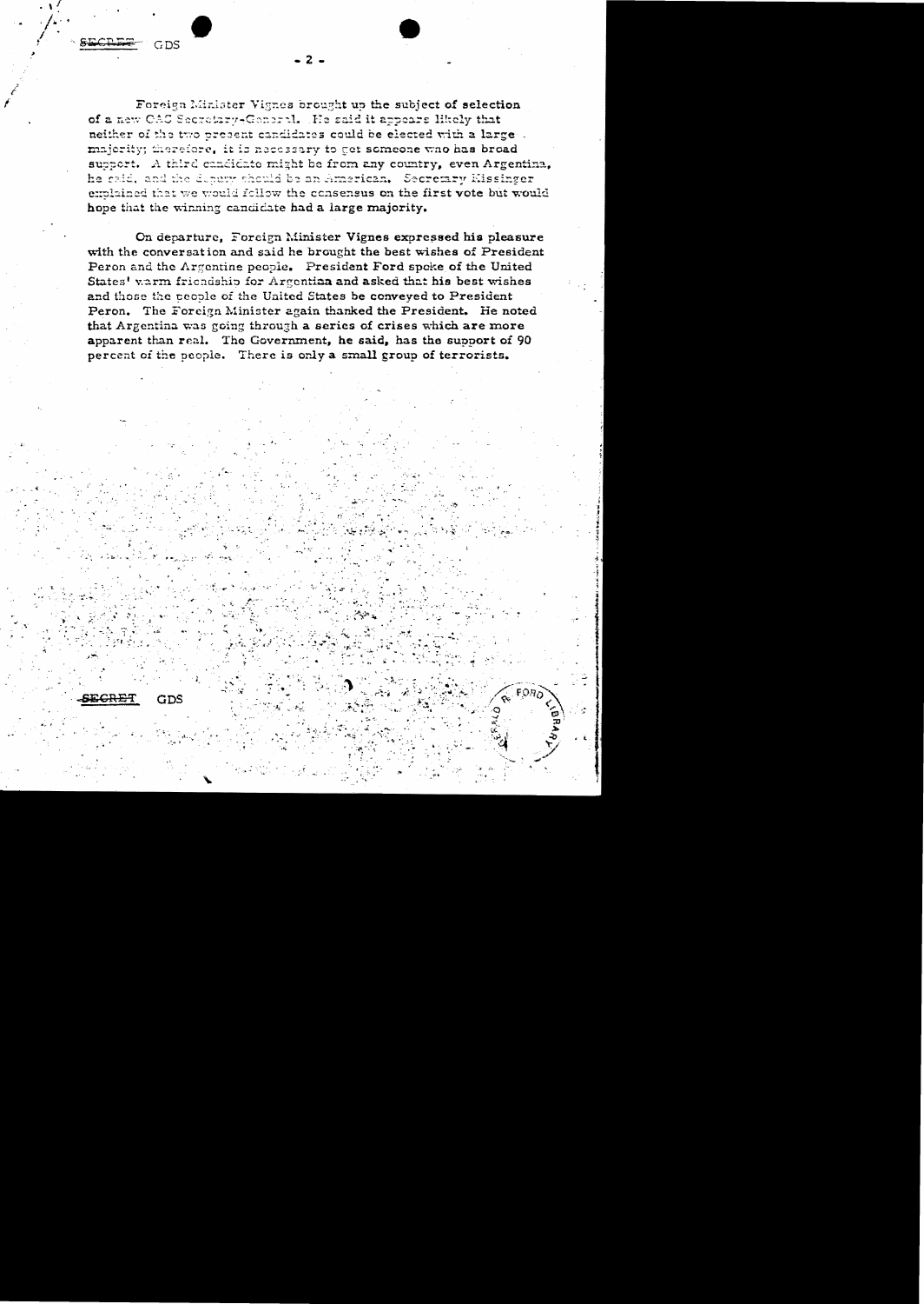SECRET GDS

Foreign Minister Vignes brought up the subject of selection of a new OAS Secretary-General. He said it appears likely that neither of the two present candidates could be elected with a large majority; therefore, it is necessary to get someone who has broad support. A third candidate might be from any country, even Argentina, he said, and the deputy should be an American. Secretary Kissinger explained that we would follow the consensus on the first vote but would hope that the winning candidate had a large majority.

On departure, Foreign Minister Vignes expressed his pleasure with the conversation and said he brought the best wishes of President Peron and the Argentine people. President Ford spoke of the United States' warm friendship for Argentina and asked that his best wishes and those the people of the United States be conveyed to President Peron. The Foreign Minister again thanked the President. He noted that Argentina was going through a series of crises which are more apparent than real. The Government, he said, has the support of 90 percent of the people. There is only a small group of terrorists.

SECRET GDS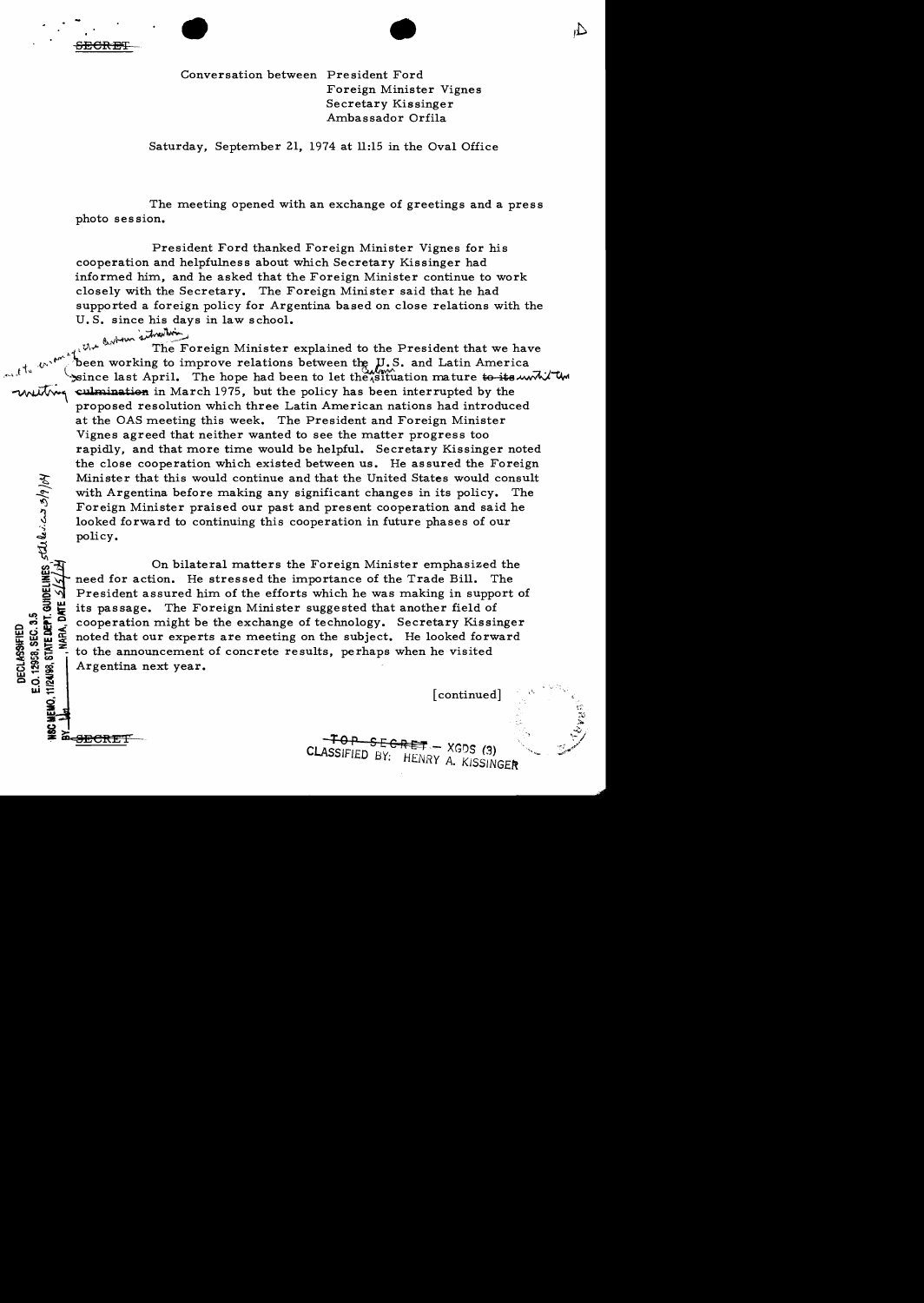SECRET

Conversation between President Ford
Foreign Minister Vignes
Secretary Kissinger
Ambassador Orfila

Saturday, September 21, 1974 at 11:15 in the Oval Office

The meeting opened with an exchange of greetings and a press photo session.

President Ford thanked Foreign Minister Vignes for his cooperation and helpfulness about which Secretary Kissinger had informed him, and he asked that the Foreign Minister continue to work closely with the Secretary. The Foreign Minister said that he had supported a foreign policy for Argentina based on close relations with the U.S. since his days in law school.

The Foreign Minister explained to the President that we have been working to improve relations between the U.S. and Latin America since last April. The hope had been to let the situation mature ~~to its culmination~~ in March 1975, but the policy has been interrupted by the proposed resolution which three Latin American nations had introduced at the OAS meeting this week. The President and Foreign Minister Vignes agreed that neither wanted to see the matter progress too rapidly, and that more time would be helpful. Secretary Kissinger noted the close cooperation which existed between us. He assured the Foreign Minister that this would continue and that the United States would consult with Argentina before making any significant changes in its policy. The Foreign Minister praised our past and present cooperation and said he looked forward to continuing this cooperation in future phases of our policy.

On bilateral matters the Foreign Minister emphasized the need for action. He stressed the importance of the Trade Bill. The President assured him of the efforts which he was making in support of its passage. The Foreign Minister suggested that another field of cooperation might be the exchange of technology. Secretary Kissinger noted that our experts are meeting on the subject. He looked forward to the announcement of concrete results, perhaps when he visited Argentina next year.

[continued]

SECRET

~~TOP SECRET~~ – XGDS (3)
CLASSIFIED BY: HENRY A. KISSINGER

DECLASSIFIED
E.O. 12958, SEC. 3.5
NSC MEMO, 11/24/98, STATE DEPT. GUIDELINES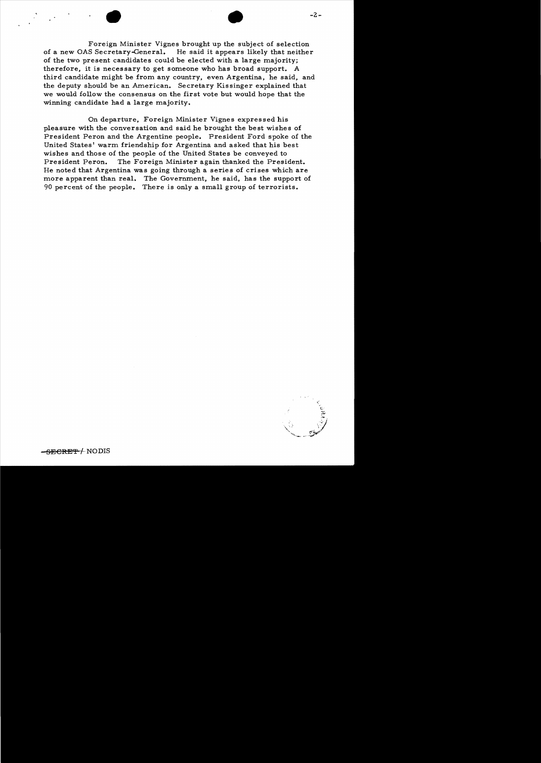Foreign Minister Vignes brought up the subject of selection of a new OAS Secretary-General. He said it appears likely that neither of the two present candidates could be elected with a large majority; therefore, it is necessary to get someone who has broad support. A third candidate might be from any country, even Argentina, he said, and the deputy should be an American. Secretary Kissinger explained that we would follow the consensus on the first vote but would hope that the winning candidate had a large majority.

On departure, Foreign Minister Vignes expressed his pleasure with the conversation and said he brought the best wishes of President Peron and the Argentine people. President Ford spoke of the United States' warm friendship for Argentina and asked that his best wishes and those of the people of the United States be conveyed to President Peron. The Foreign Minister again thanked the President. He noted that Argentina was going through a series of crises which are more apparent than real. The Government, he said, has the support of 90 percent of the people. There is only a small group of terrorists.

~~SECRET~~/ NODIS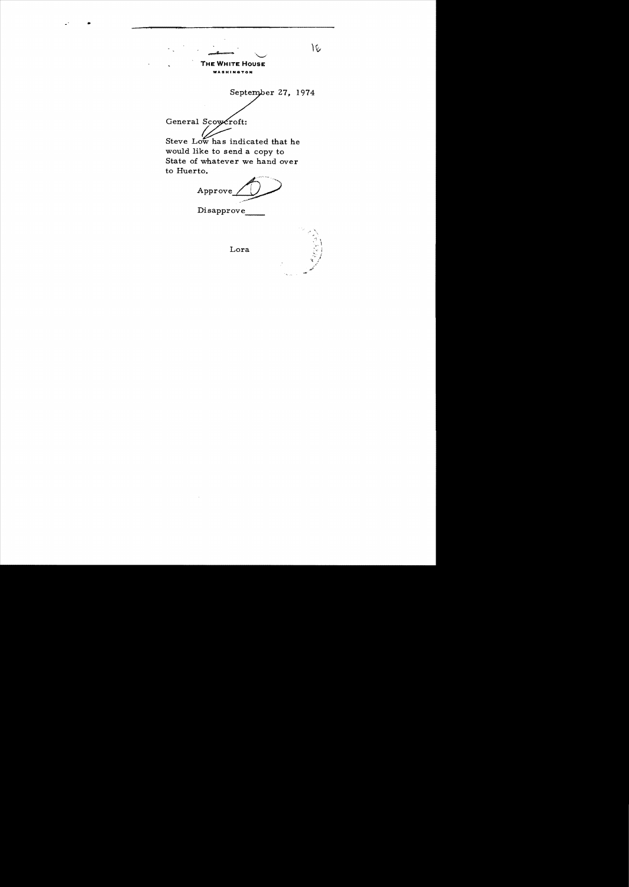**THE WHITE HOUSE**
WASHINGTON

September 27, 1974

General Scowcroft:

Steve Low has indicated that he would like to send a copy to State of whatever we hand over to Huerto.

Approve ✓

Disapprove____

Lora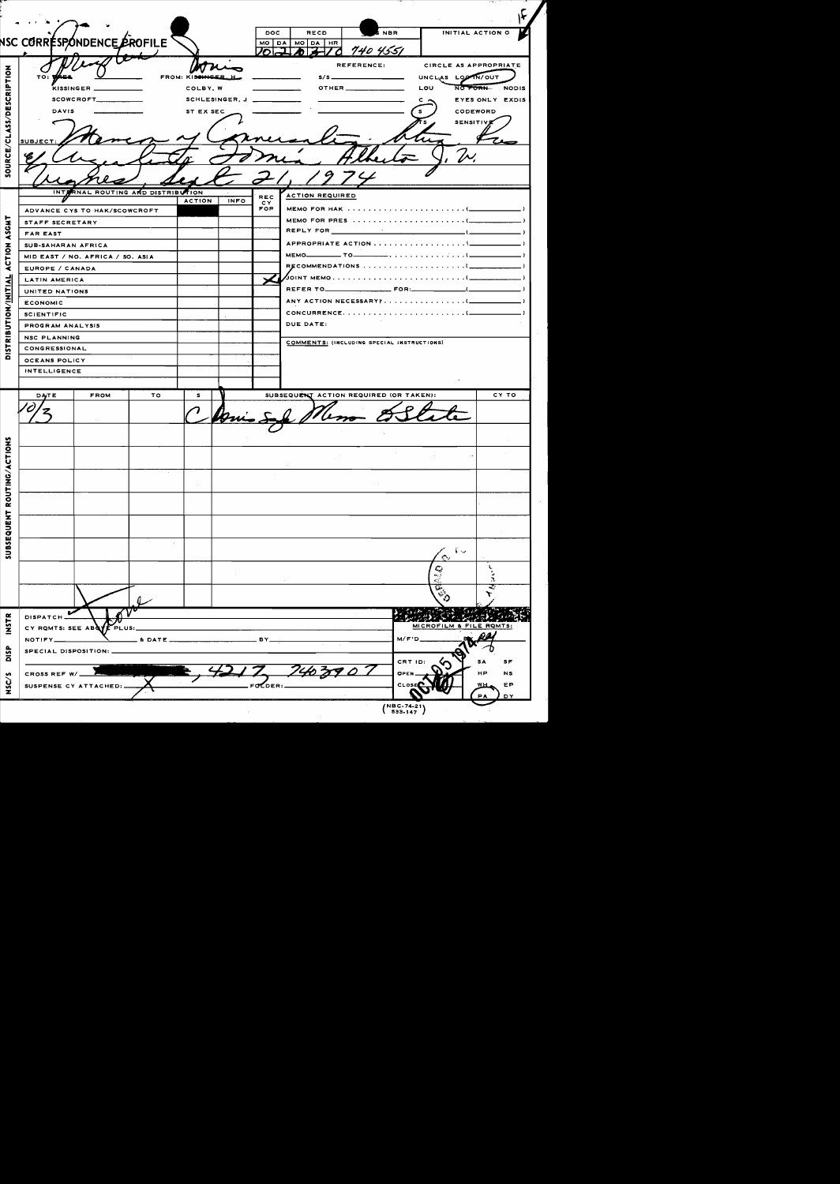# NSC CORRESPONDENCE PROFILE

| DOC | | RECD | | | NBR | INITIAL ACTION O |
|---|---|---|---|---|---|---|
| MO | DA | MO | DA | HR | | |
| 10 | 2 | 10 | 3 | 10 | 740 4551 | |

**SOURCE/CLASS/DESCRIPTION**

TO: ~~PRES~~ Springsteen — KISSINGER — SCOWCROFT — DAVIS

FROM: ~~KISSINGER, H~~ Lonis — COLBY, W — SCHLESINGER, J — ST EX SEC

REFERENCE: S/S — OTHER

CIRCLE AS APPROPRIATE: UNCLAS LOG IN/OUT — LOU — ~~NO FORN~~ NODIS — C — (S) — EYES ONLY EXDIS — TS — CODEWORD — SENSITIVE

SUBJECT: Memo of Conversation: Mtg. Pres of Argentina Lopez Alberto J. V. Vignes, Sept 21, 1974

**DISTRIBUTION/INITIAL ACTION ASGMT**

| INTERNAL ROUTING AND DISTRIBUTION | ACTION | INFO | REC CY FOR |
|---|---|---|---|
| ADVANCE CYS TO HAK/SCOWCROFT | | | |
| STAFF SECRETARY | | | |
| FAR EAST | | | |
| SUB-SAHARAN AFRICA | | | |
| MID EAST / NO. AFRICA / SO. ASIA | | | |
| EUROPE / CANADA | | | |
| LATIN AMERICA | | | X |
| UNITED NATIONS | | | |
| ECONOMIC | | | |
| SCIENTIFIC | | | |
| PROGRAM ANALYSIS | | | |
| NSC PLANNING | | | |
| CONGRESSIONAL | | | |
| OCEANS POLICY | | | |
| INTELLIGENCE | | | |

ACTION REQUIRED:
- MEMO FOR HAK
- MEMO FOR PRES
- REPLY FOR
- APPROPRIATE ACTION
- MEMO ___ TO ___
- RECOMMENDATIONS
- JOINT MEMO
- REFER TO ___ FOR: ___
- ANY ACTION NECESSARY?
- CONCURRENCE

DUE DATE:

COMMENTS: (INCLUDING SPECIAL INSTRUCTIONS)

**SUBSEQUENT ROUTING/ACTIONS**

| DATE | FROM | TO | S | SUBSEQUENT ACTION REQUIRED (OR TAKEN): | CY TO |
|---|---|---|---|---|---|
| 10/3 | | | C | Lonis Sgd Memo to State | |

DISPATCH ___

CY RQMTS: SEE ABOVE PLUS:

NOTIFY ___ & DATE ___ BY ___

SPECIAL DISPOSITION:

CROSS REF W/ ___ 4217, 7403907

SUSPENSE CY ATTACHED: X FOLDER:

MICROFILM & FILE RQMTS: M/F'D OCT 25 1974

CRT ID: — OPEN — CLOSED

SA SF HP NS WH EP PA DY

(NSC-74-21) 533-147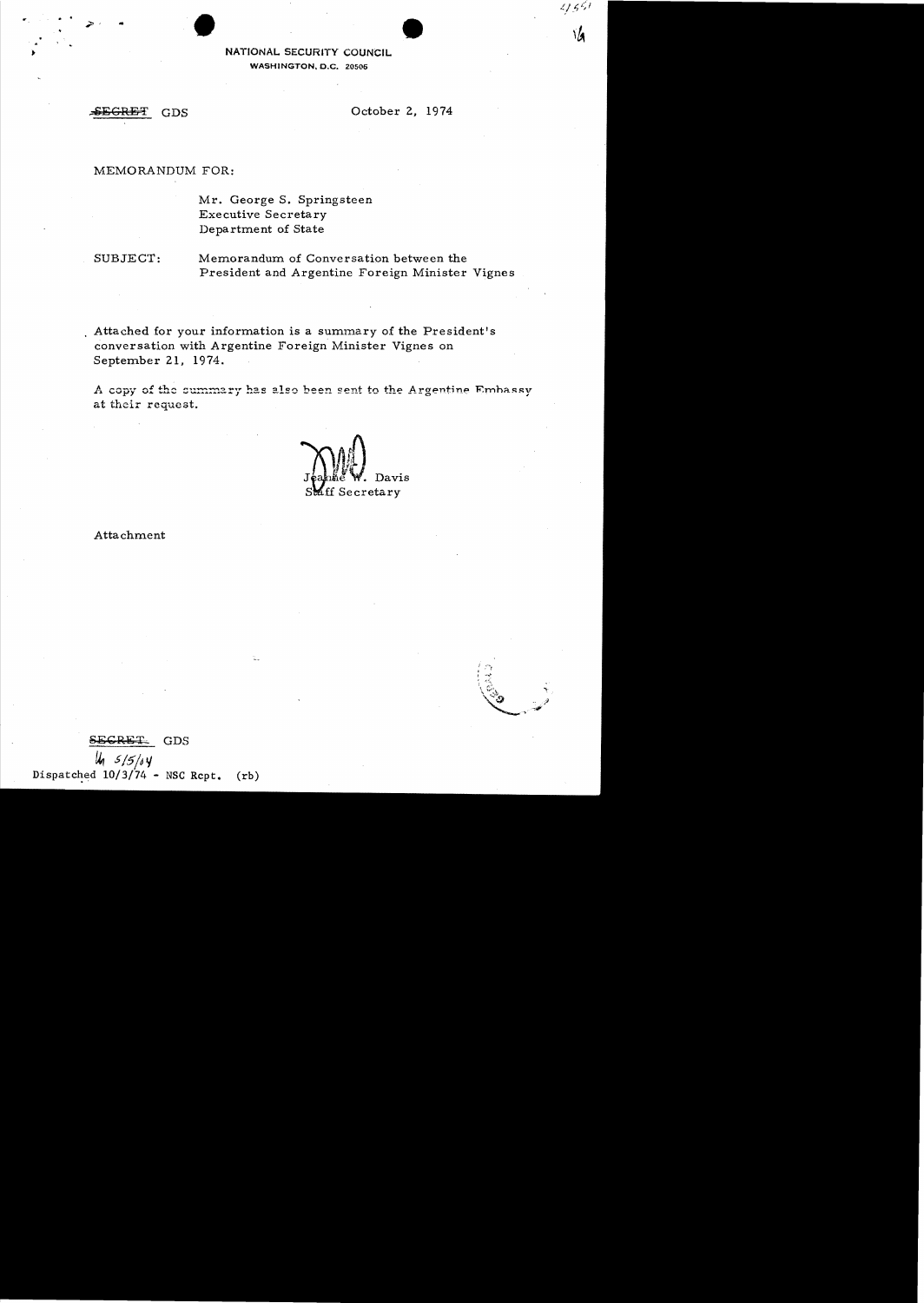NATIONAL SECURITY COUNCIL
WASHINGTON, D.C. 20506

~~SECRET~~ GDS

October 2, 1974

MEMORANDUM FOR:

Mr. George S. Springsteen
Executive Secretary
Department of State

SUBJECT: Memorandum of Conversation between the President and Argentine Foreign Minister Vignes

Attached for your information is a summary of the President's conversation with Argentine Foreign Minister Vignes on September 21, 1974.

A copy of the summary has also been sent to the Argentine Embassy at their request.

Jeanne W. Davis
Staff Secretary

Attachment

~~SECRET~~ GDS

Dispatched 10/3/74 - NSC Rcpt. (rb)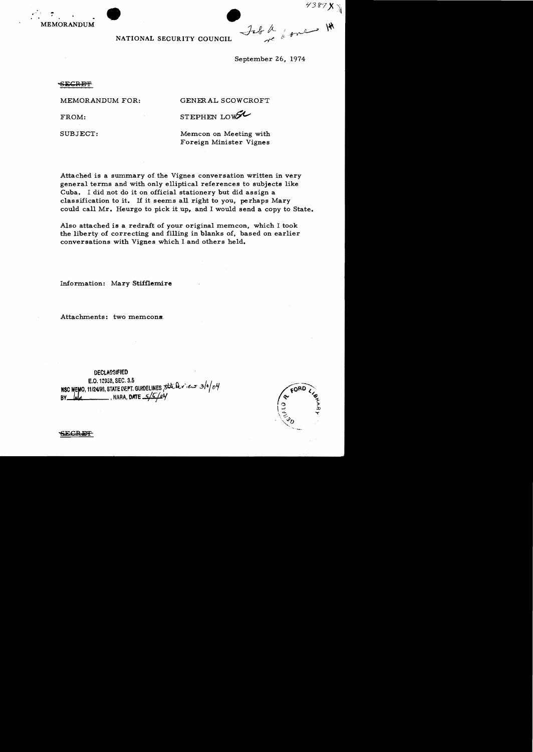MEMORANDUM

NATIONAL SECURITY COUNCIL

4387X

September 26, 1974

~~SECRET~~

MEMORANDUM FOR: GENERAL SCOWCROFT

FROM: STEPHEN LOW

SUBJECT: Memcon on Meeting with Foreign Minister Vignes

Attached is a summary of the Vignes conversation written in very general terms and with only elliptical references to subjects like Cuba. I did not do it on official stationery but did assign a classification to it. If it seems all right to you, perhaps Mary could call Mr. Heurgo to pick it up, and I would send a copy to State.

Also attached is a redraft of your original memcon, which I took the liberty of correcting and filling in blanks of, based on earlier conversations with Vignes which I and others held.

Information: Mary Stifflemire

Attachments: two memcons

DECLASSIFIED
E.O. 12958, SEC. 3.5
NSC MEMO, 11/24/98, STATE DEPT. GUIDELINES, State Review 3/4/04
BY ______, NARA, DATE 5/5/04

~~SECRET~~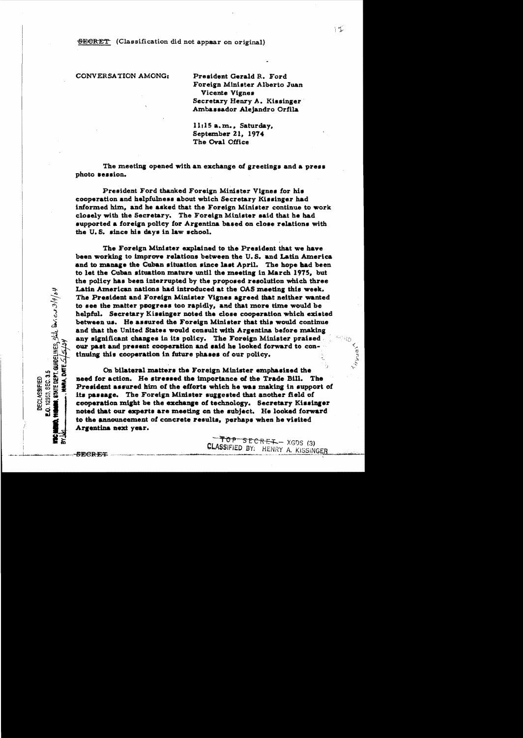~~SECRET~~ (Classification did not appear on original)

CONVERSATION AMONG: President Gerald R. Ford
Foreign Minister Alberto Juan Vicente Vignes
Secretary Henry A. Kissinger
Ambassador Alejandro Orfila

11:15 a.m., Saturday,
September 21, 1974
The Oval Office

The meeting opened with an exchange of greetings and a press photo session.

President Ford thanked Foreign Minister Vignes for his cooperation and helpfulness about which Secretary Kissinger had informed him, and he asked that the Foreign Minister continue to work closely with the Secretary. The Foreign Minister said that he had supported a foreign policy for Argentina based on close relations with the U.S. since his days in law school.

The Foreign Minister explained to the President that we have been working to improve relations between the U.S. and Latin America and to manage the Cuban situation since last April. The hope had been to let the Cuban situation mature until the meeting in March 1975, but the policy has been interrupted by the proposed resolution which three Latin American nations had introduced at the OAS meeting this week. The President and Foreign Minister Vignes agreed that neither wanted to see the matter progress too rapidly, and that more time would be helpful. Secretary Kissinger noted the close cooperation which existed between us. He assured the Foreign Minister that this would continue and that the United States would consult with Argentina before making any significant changes in its policy. The Foreign Minister praised our past and present cooperation and said he looked forward to continuing this cooperation in future phases of our policy.

On bilateral matters the Foreign Minister emphasized the need for action. He stressed the importance of the Trade Bill. The President assured him of the efforts which he was making in support of its passage. The Foreign Minister suggested that another field of cooperation might be the exchange of technology. Secretary Kissinger noted that our experts are meeting on the subject. He looked forward to the announcement of concrete results, perhaps when he visited Argentina next year.

DECLASSIFIED
E.O. 12958, SEC. 3.5
NSC MEMO, 11/24/98, STATE DEPT. GUIDELINES State Dev. 3/9/04
BY [illegible], NARA, DATE 5/5/04

~~TOP SECRET~~ – XGDS (3)
CLASSIFIED BY: HENRY A. KISSINGER

~~SECRET~~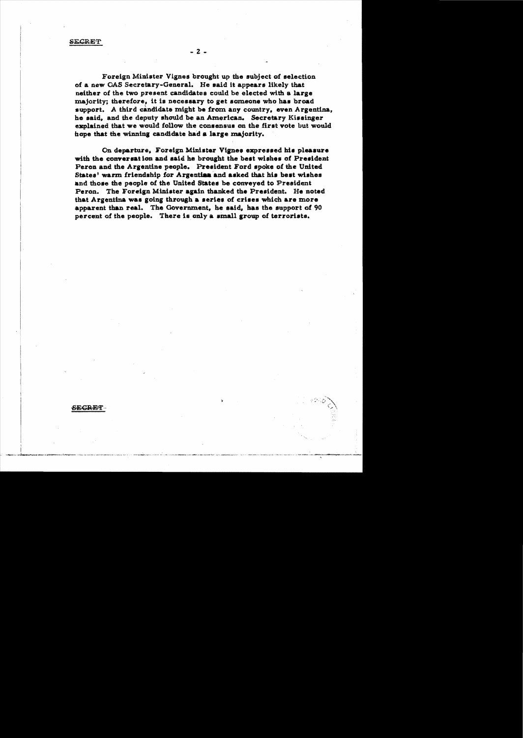Foreign Minister Vignes brought up the subject of selection of a new OAS Secretary-General. He said it appears likely that neither of the two present candidates could be elected with a large majority; therefore, it is necessary to get someone who has broad support. A third candidate might be from any country, even Argentina, he said, and the deputy should be an American. Secretary Kissinger explained that we would follow the consensus on the first vote but would hope that the winning candidate had a large majority.

On departure, Foreign Minister Vignes expressed his pleasure with the conversation and said he brought the best wishes of President Peron and the Argentine people. President Ford spoke of the United States' warm friendship for Argentina and asked that his best wishes and those the people of the United States be conveyed to President Peron. The Foreign Minister again thanked the President. He noted that Argentina was going through a series of crises which are more apparent than real. The Government, he said, has the support of 90 percent of the people. There is only a small group of terrorists.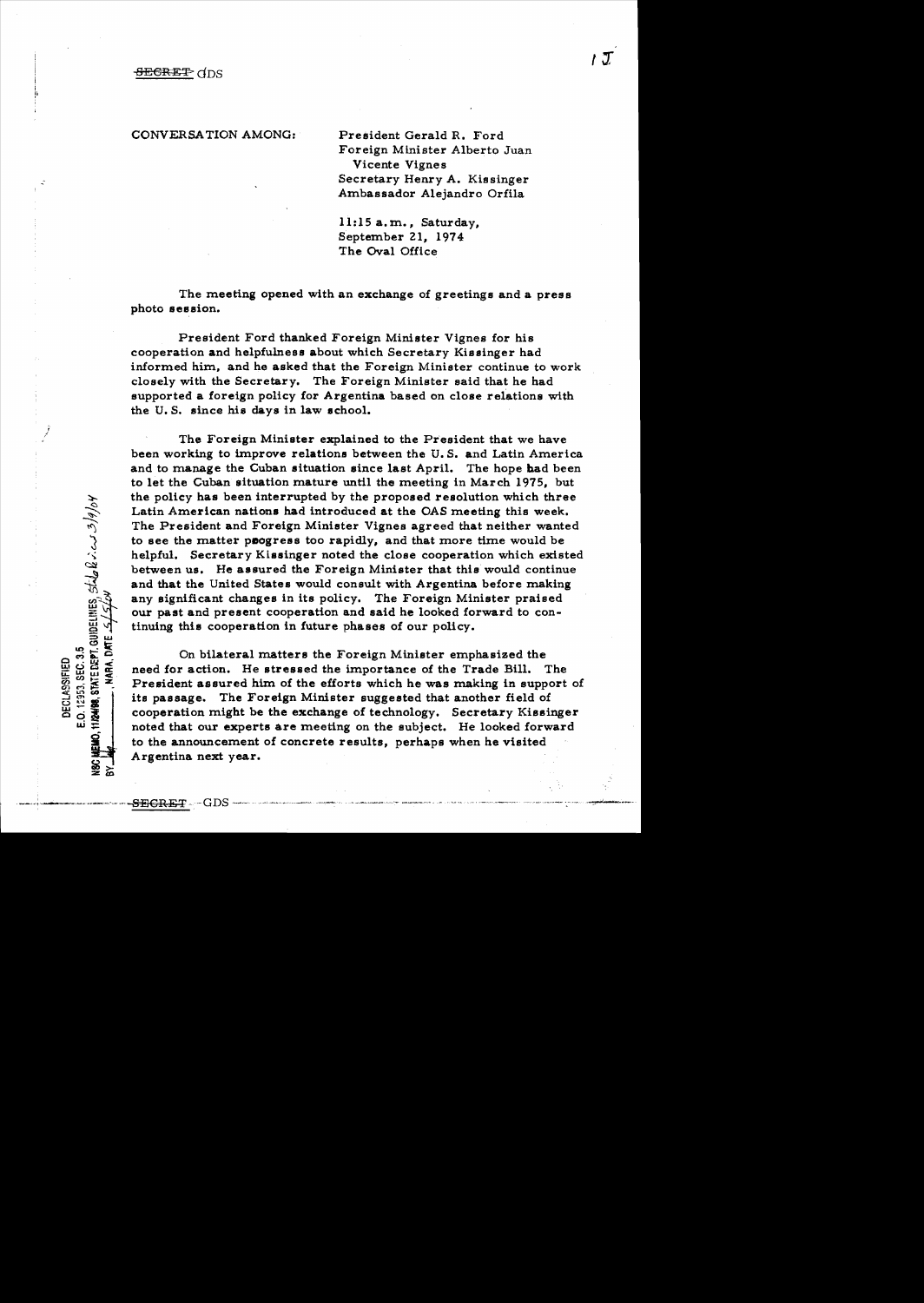~~SECRET~~ GDS

CONVERSATION AMONG: President Gerald R. Ford
Foreign Minister Alberto Juan Vicente Vignes
Secretary Henry A. Kissinger
Ambassador Alejandro Orfila

11:15 a.m., Saturday,
September 21, 1974
The Oval Office

The meeting opened with an exchange of greetings and a press photo session.

President Ford thanked Foreign Minister Vignes for his cooperation and helpfulness about which Secretary Kissinger had informed him, and he asked that the Foreign Minister continue to work closely with the Secretary. The Foreign Minister said that he had supported a foreign policy for Argentina based on close relations with the U. S. since his days in law school.

The Foreign Minister explained to the President that we have been working to improve relations between the U. S. and Latin America and to manage the Cuban situation since last April. The hope had been to let the Cuban situation mature until the meeting in March 1975, but the policy has been interrupted by the proposed resolution which three Latin American nations had introduced at the OAS meeting this week. The President and Foreign Minister Vignes agreed that neither wanted to see the matter peogress too rapidly, and that more time would be helpful. Secretary Kissinger noted the close cooperation which existed between us. He assured the Foreign Minister that this would continue and that the United States would consult with Argentina before making any significant changes in its policy. The Foreign Minister praised our past and present cooperation and said he looked forward to continuing this cooperation in future phases of our policy.

On bilateral matters the Foreign Minister emphasized the need for action. He stressed the importance of the Trade Bill. The President assured him of the efforts which he was making in support of its passage. The Foreign Minister suggested that another field of cooperation might be the exchange of technology. Secretary Kissinger noted that our experts are meeting on the subject. He looked forward to the announcement of concrete results, perhaps when he visited Argentina next year.

DECLASSIFIED
E.O. 12958, SEC. 3.5
NSC MEMO, 11/24/98, STATE DEPT. GUIDELINES, State Review 3/9/04
BY ___, NARA, DATE 5/5/04

~~SECRET~~ - GDS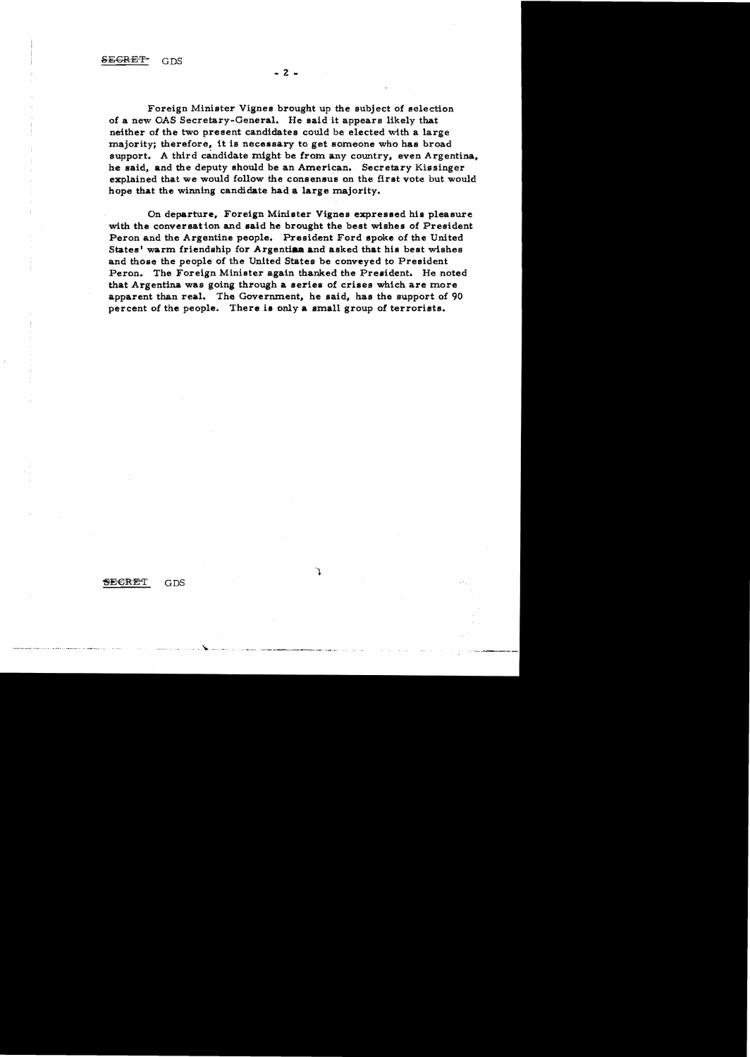Foreign Minister Vignes brought up the subject of selection of a new OAS Secretary-General. He said it appears likely that neither of the two present candidates could be elected with a large majority; therefore, it is necessary to get someone who has broad support. A third candidate might be from any country, even Argentina, he said, and the deputy should be an American. Secretary Kissinger explained that we would follow the consensus on the first vote but would hope that the winning candidate had a large majority.

On departure, Foreign Minister Vignes expressed his pleasure with the conversation and said he brought the best wishes of President Peron and the Argentine people. President Ford spoke of the United States' warm friendship for Argentina and asked that his best wishes and those the people of the United States be conveyed to President Peron. The Foreign Minister again thanked the President. He noted that Argentina was going through a series of crises which are more apparent than real. The Government, he said, has the support of 90 percent of the people. There is only a small group of terrorists.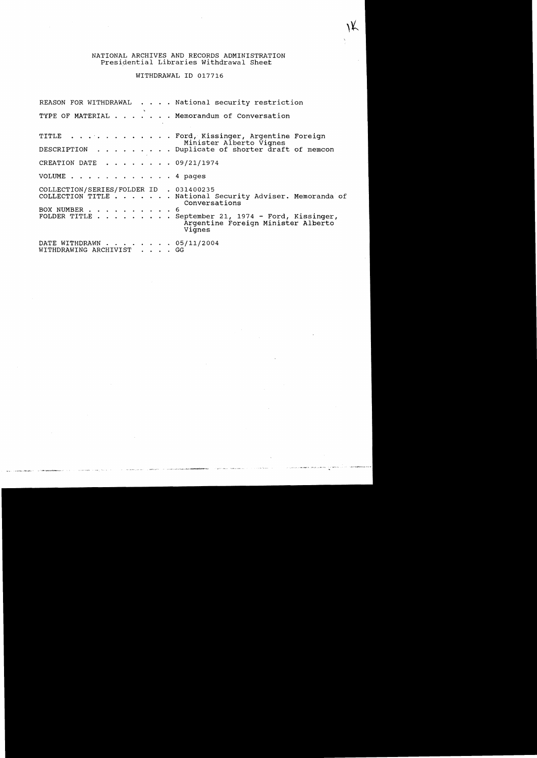NATIONAL ARCHIVES AND RECORDS ADMINISTRATION
Presidential Libraries Withdrawal Sheet

WITHDRAWAL ID 017716

REASON FOR WITHDRAWAL . . . . National security restriction

TYPE OF MATERIAL . . . . . . . Memorandum of Conversation

TITLE . . . . . . . . . . . . Ford, Kissinger, Argentine Foreign Minister Alberto Vignes

DESCRIPTION . . . . . . . . . Duplicate of shorter draft of memcon

CREATION DATE . . . . . . . . 09/21/1974

VOLUME . . . . . . . . . . . . 4 pages

COLLECTION/SERIES/FOLDER ID . 031400235

COLLECTION TITLE . . . . . . . National Security Adviser. Memoranda of Conversations

BOX NUMBER . . . . . . . . . . 6

FOLDER TITLE . . . . . . . . . September 21, 1974 - Ford, Kissinger, Argentine Foreign Minister Alberto Vignes

DATE WITHDRAWN . . . . . . . . 05/11/2004

WITHDRAWING ARCHIVIST . . . . GG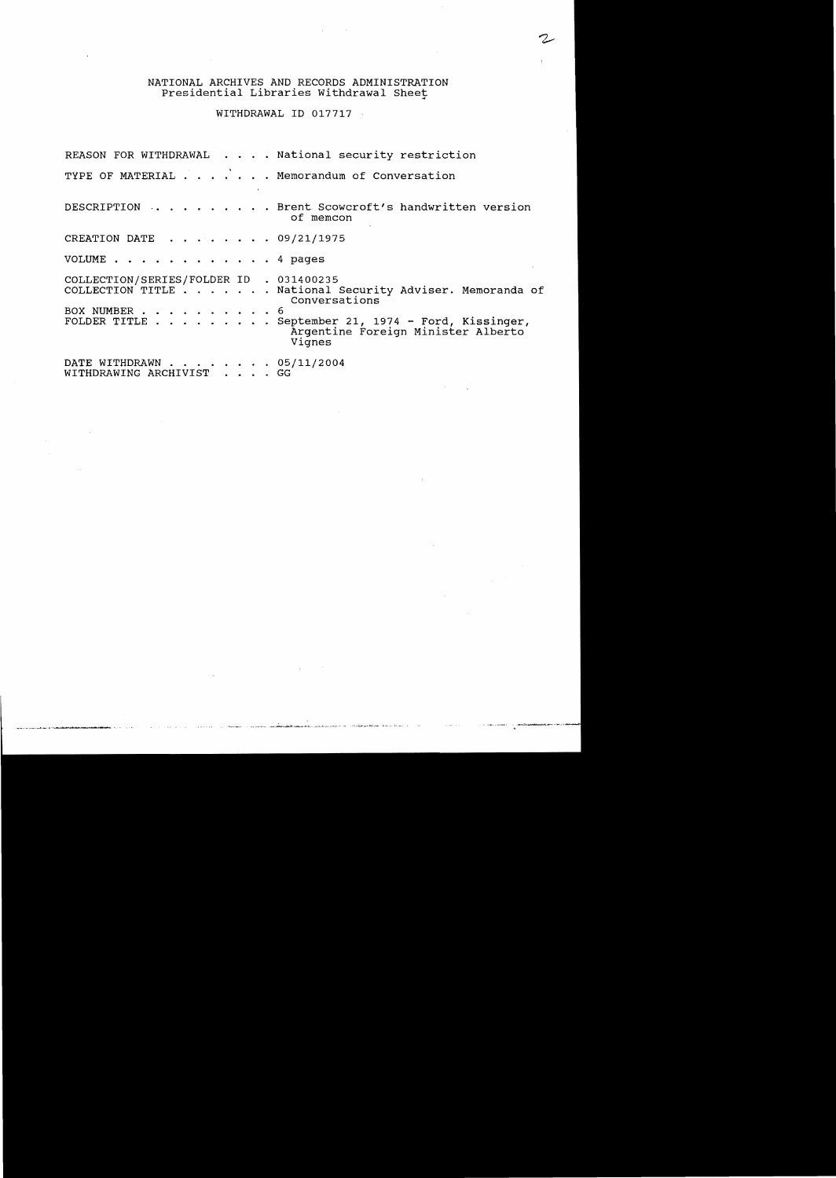NATIONAL ARCHIVES AND RECORDS ADMINISTRATION
Presidential Libraries Withdrawal Sheet

WITHDRAWAL ID 017717

REASON FOR WITHDRAWAL . . . . National security restriction

TYPE OF MATERIAL . . . . . . Memorandum of Conversation

DESCRIPTION . . . . . . . . . Brent Scowcroft's handwritten version of memcon

CREATION DATE . . . . . . . . 09/21/1975

VOLUME . . . . . . . . . . . . 4 pages

COLLECTION/SERIES/FOLDER ID . 031400235
COLLECTION TITLE . . . . . . . National Security Adviser. Memoranda of Conversations
BOX NUMBER . . . . . . . . . . 6
FOLDER TITLE . . . . . . . . . September 21, 1974 - Ford, Kissinger, Argentine Foreign Minister Alberto Vignes

DATE WITHDRAWN . . . . . . . . 05/11/2004
WITHDRAWING ARCHIVIST . . . . GG